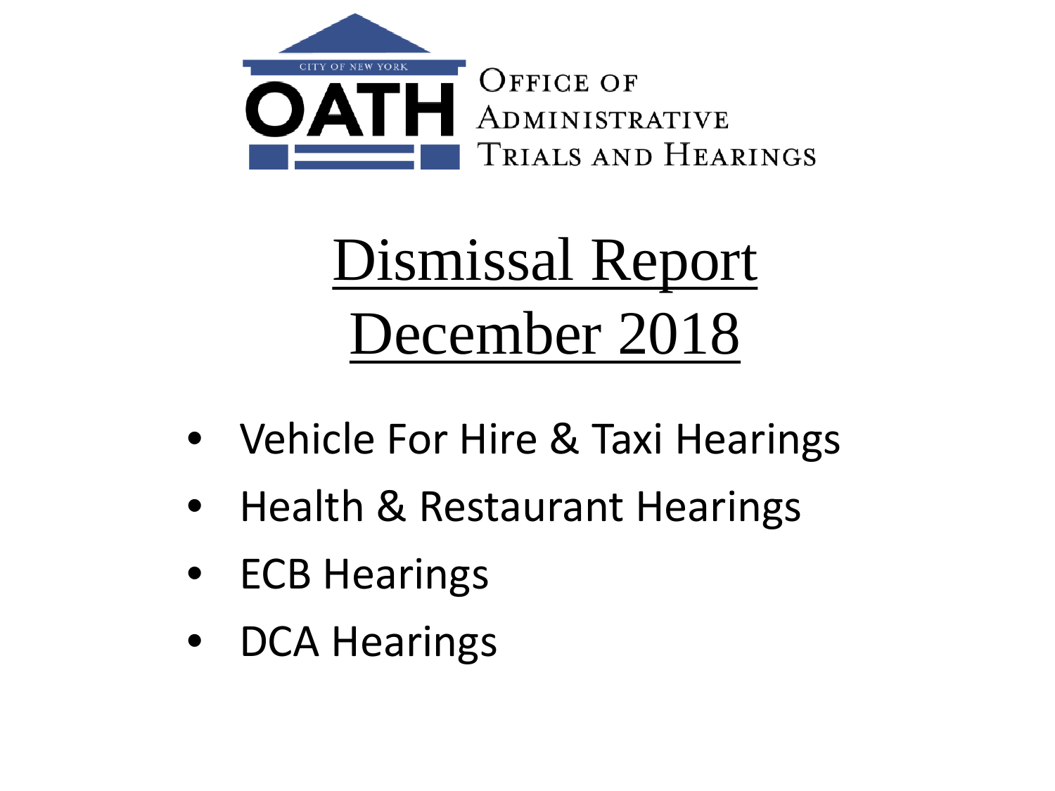CITY OF NEW YORK

OATH

OFFICE OF ADMINISTRATIVE TRIALS AND HEARINGS

# Dismissal Report December 2018

- Vehicle For Hire & Taxi Hearings
- Health & Restaurant Hearings
- ECB Hearings
- DCA Hearings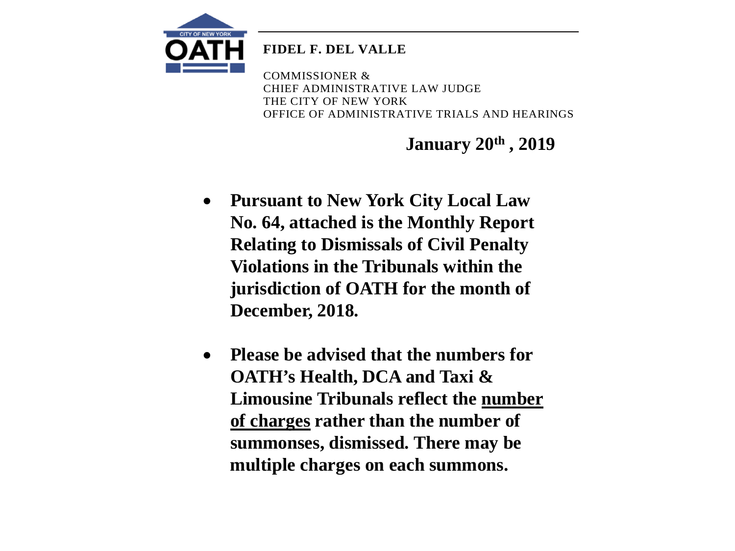CITY OF NEW YORK
OATH

**FIDEL F. DEL VALLE**

COMMISSIONER &
CHIEF ADMINISTRATIVE LAW JUDGE
THE CITY OF NEW YORK
OFFICE OF ADMINISTRATIVE TRIALS AND HEARINGS

**January 20th , 2019**

- **Pursuant to New York City Local Law No. 64, attached is the Monthly Report Relating to Dismissals of Civil Penalty Violations in the Tribunals within the jurisdiction of OATH for the month of December, 2018.**

- **Please be advised that the numbers for OATH's Health, DCA and Taxi & Limousine Tribunals reflect the number of charges rather than the number of summonses, dismissed. There may be multiple charges on each summons.**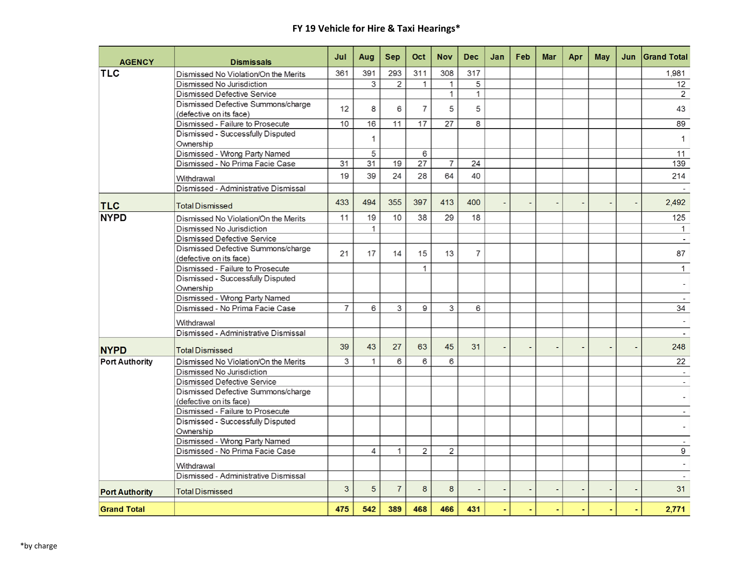# FY 19 Vehicle for Hire & Taxi Hearings*

| AGENCY | Dismissals | Jul | Aug | Sep | Oct | Nov | Dec | Jan | Feb | Mar | Apr | May | Jun | Grand Total |
|---|---|---|---|---|---|---|---|---|---|---|---|---|---|---|
| **TLC** | Dismissed No Violation/On the Merits | 361 | 391 | 293 | 311 | 308 | 317 | | | | | | | 1,981 |
| | Dismissed No Jurisdiction | | 3 | 2 | 1 | 1 | 5 | | | | | | | 12 |
| | Dismissed Defective Service | | | | | 1 | 1 | | | | | | | 2 |
| | Dismissed Defective Summons/charge (defective on its face) | 12 | 8 | 6 | 7 | 5 | 5 | | | | | | | 43 |
| | Dismissed - Failure to Prosecute | 10 | 16 | 11 | 17 | 27 | 8 | | | | | | | 89 |
| | Dismissed - Successfully Disputed Ownership | | 1 | | | | | | | | | | | 1 |
| | Dismissed - Wrong Party Named | | 5 | | 6 | | | | | | | | | 11 |
| | Dismissed - No Prima Facie Case | 31 | 31 | 19 | 27 | 7 | 24 | | | | | | | 139 |
| | Withdrawal | 19 | 39 | 24 | 28 | 64 | 40 | | | | | | | 214 |
| | Dismissed - Administrative Dismissal | | | | | | | | | | | | | - |
| **TLC** | Total Dismissed | 433 | 494 | 355 | 397 | 413 | 400 | - | - | - | - | - | - | 2,492 |
| **NYPD** | Dismissed No Violation/On the Merits | 11 | 19 | 10 | 38 | 29 | 18 | | | | | | | 125 |
| | Dismissed No Jurisdiction | | 1 | | | | | | | | | | | 1 |
| | Dismissed Defective Service | | | | | | | | | | | | | - |
| | Dismissed Defective Summons/charge (defective on its face) | 21 | 17 | 14 | 15 | 13 | 7 | | | | | | | 87 |
| | Dismissed - Failure to Prosecute | | | | 1 | | | | | | | | | 1 |
| | Dismissed - Successfully Disputed Ownership | | | | | | | | | | | | | - |
| | Dismissed - Wrong Party Named | | | | | | | | | | | | | - |
| | Dismissed - No Prima Facie Case | 7 | 6 | 3 | 9 | 3 | 6 | | | | | | | 34 |
| | Withdrawal | | | | | | | | | | | | | - |
| | Dismissed - Administrative Dismissal | | | | | | | | | | | | | - |
| **NYPD** | Total Dismissed | 39 | 43 | 27 | 63 | 45 | 31 | - | - | - | - | - | - | 248 |
| **Port Authority** | Dismissed No Violation/On the Merits | 3 | 1 | 6 | 6 | 6 | | | | | | | | 22 |
| | Dismissed No Jurisdiction | | | | | | | | | | | | | - |
| | Dismissed Defective Service | | | | | | | | | | | | | - |
| | Dismissed Defective Summons/charge (defective on its face) | | | | | | | | | | | | | - |
| | Dismissed - Failure to Prosecute | | | | | | | | | | | | | - |
| | Dismissed - Successfully Disputed Ownership | | | | | | | | | | | | | - |
| | Dismissed - Wrong Party Named | | | | | | | | | | | | | - |
| | Dismissed - No Prima Facie Case | | 4 | 1 | 2 | 2 | | | | | | | | 9 |
| | Withdrawal | | | | | | | | | | | | | - |
| | Dismissed - Administrative Dismissal | | | | | | | | | | | | | - |
| **Port Authority** | Total Dismissed | 3 | 5 | 7 | 8 | 8 | - | - | - | - | - | - | - | 31 |
| **Grand Total** | | **475** | **542** | **389** | **468** | **466** | **431** | **-** | **-** | **-** | **-** | **-** | **-** | **2,771** |

*by charge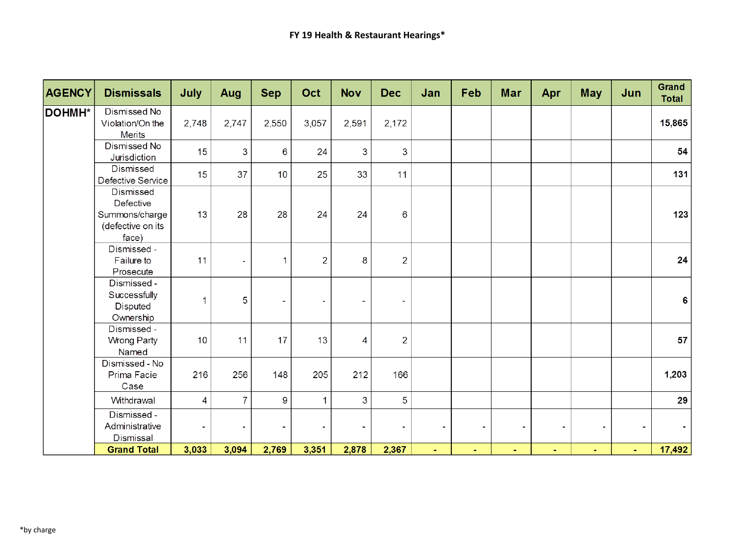# FY 19 Health & Restaurant Hearings*

| AGENCY | Dismissals | July | Aug | Sep | Oct | Nov | Dec | Jan | Feb | Mar | Apr | May | Jun | Grand Total |
|---|---|---|---|---|---|---|---|---|---|---|---|---|---|---|
| DOHMH* | Dismissed No Violation/On the Merits | 2,748 | 2,747 | 2,550 | 3,057 | 2,591 | 2,172 | | | | | | | **15,865** |
| | Dismissed No Jurisdiction | 15 | 3 | 6 | 24 | 3 | 3 | | | | | | | **54** |
| | Dismissed Defective Service | 15 | 37 | 10 | 25 | 33 | 11 | | | | | | | **131** |
| | Dismissed Defective Summons/charge (defective on its face) | 13 | 28 | 28 | 24 | 24 | 6 | | | | | | | **123** |
| | Dismissed - Failure to Prosecute | 11 | - | 1 | 2 | 8 | 2 | | | | | | | **24** |
| | Dismissed - Successfully Disputed Ownership | 1 | 5 | - | - | - | - | | | | | | | **6** |
| | Dismissed - Wrong Party Named | 10 | 11 | 17 | 13 | 4 | 2 | | | | | | | **57** |
| | Dismissed - No Prima Facie Case | 216 | 256 | 148 | 205 | 212 | 166 | | | | | | | **1,203** |
| | Withdrawal | 4 | 7 | 9 | 1 | 3 | 5 | | | | | | | **29** |
| | Dismissed - Administrative Dismissal | - | - | - | - | - | - | - | - | - | - | - | - | **-** |
| | **Grand Total** | **3,033** | **3,094** | **2,769** | **3,351** | **2,878** | **2,367** | **-** | **-** | **-** | **-** | **-** | **-** | **17,492** |

*by charge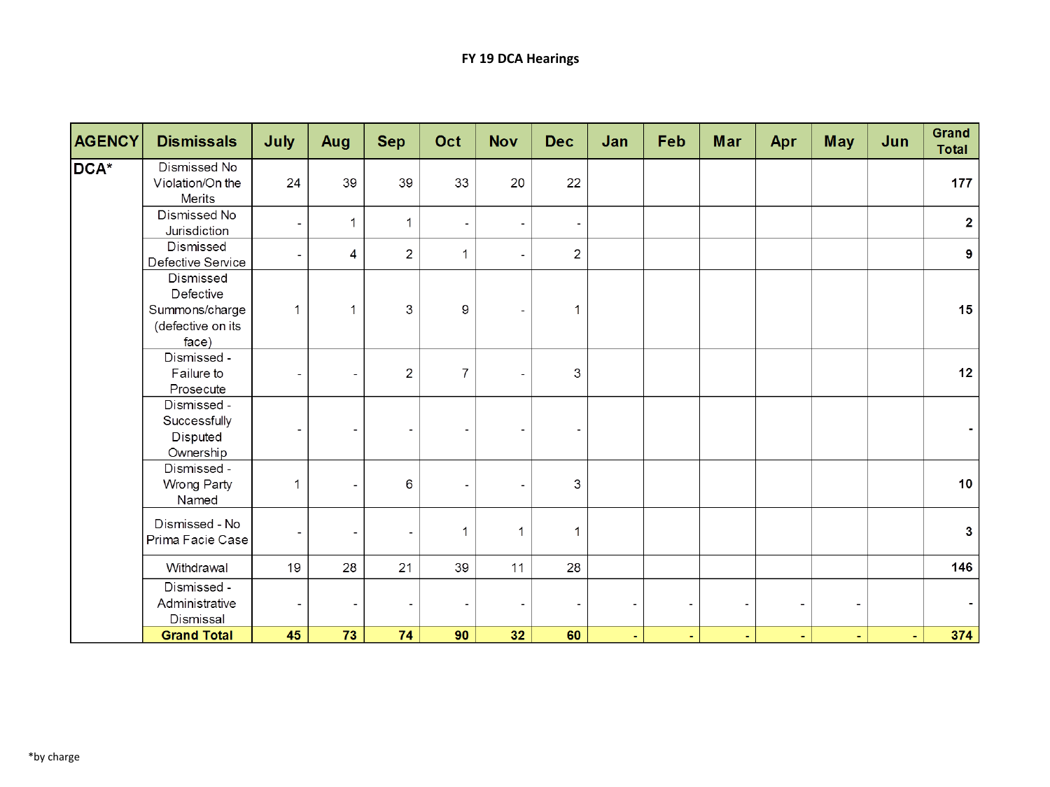# FY 19 DCA Hearings

| AGENCY | Dismissals | July | Aug | Sep | Oct | Nov | Dec | Jan | Feb | Mar | Apr | May | Jun | Grand Total |
|---|---|---|---|---|---|---|---|---|---|---|---|---|---|---|
| DCA* | Dismissed No Violation/On the Merits | 24 | 39 | 39 | 33 | 20 | 22 | | | | | | | 177 |
| | Dismissed No Jurisdiction | - | 1 | 1 | - | - | - | | | | | | | 2 |
| | Dismissed Defective Service | - | 4 | 2 | 1 | - | 2 | | | | | | | 9 |
| | Dismissed Defective Summons/charge (defective on its face) | 1 | 1 | 3 | 9 | - | 1 | | | | | | | 15 |
| | Dismissed - Failure to Prosecute | - | - | 2 | 7 | - | 3 | | | | | | | 12 |
| | Dismissed - Successfully Disputed Ownership | - | - | - | - | - | - | | | | | | | - |
| | Dismissed - Wrong Party Named | 1 | - | 6 | - | - | 3 | | | | | | | 10 |
| | Dismissed - No Prima Facie Case | - | - | - | 1 | 1 | 1 | | | | | | | 3 |
| | Withdrawal | 19 | 28 | 21 | 39 | 11 | 28 | | | | | | | 146 |
| | Dismissed - Administrative Dismissal | - | - | - | - | - | - | - | - | - | - | - | | - |
| | **Grand Total** | **45** | **73** | **74** | **90** | **32** | **60** | **-** | **-** | **-** | **-** | **-** | **-** | **374** |

*by charge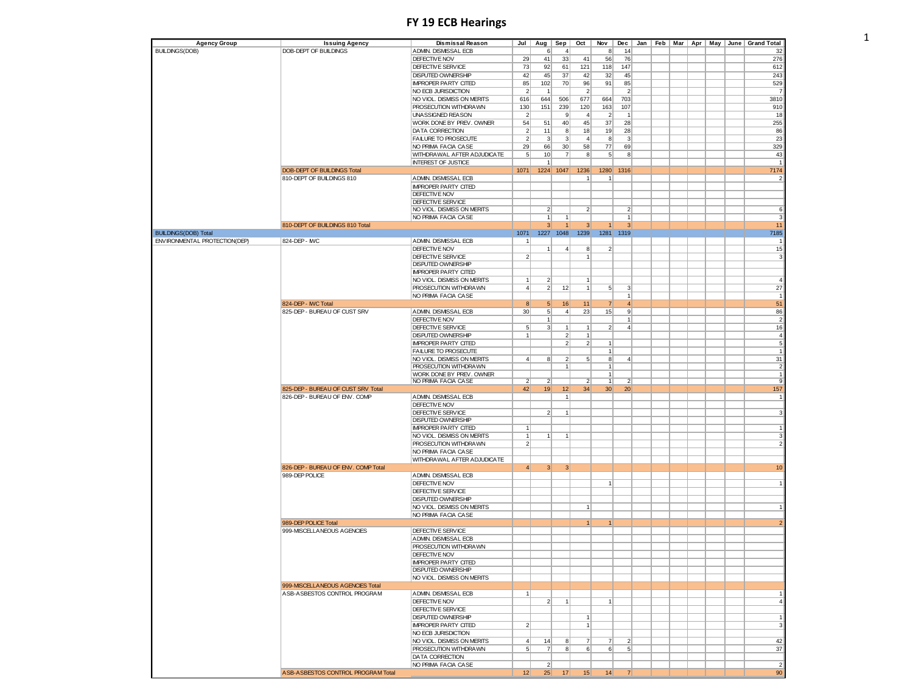# FY 19 ECB Hearings

| Agency Group | Issuing Agency | Dismissal Reason | Jul | Aug | Sep | Oct | Nov | Dec | Jan | Feb | Mar | Apr | May | June | Grand Total |
|---|---|---|---|---|---|---|---|---|---|---|---|---|---|---|---|
| BUILDINGS(DOB) | DOB-DEPT OF BUILDINGS | ADMIN. DISMISSAL ECB | | 6 | 4 | | 8 | 14 | | | | | | | 32 |
| | | DEFECTIVE NOV | 29 | 41 | 33 | 41 | 56 | 76 | | | | | | | 276 |
| | | DEFECTIVE SERVICE | 73 | 92 | 61 | 121 | 118 | 147 | | | | | | | 612 |
| | | DISPUTED OWNERSHIP | 42 | 45 | 37 | 42 | 32 | 45 | | | | | | | 243 |
| | | IMPROPER PARTY CITED | 85 | 102 | 70 | 96 | 91 | 85 | | | | | | | 529 |
| | | NO ECB JURISDICTION | 2 | 1 | | 2 | | 2 | | | | | | | 7 |
| | | NO VIOL. DISMISS ON MERITS | 616 | 644 | 506 | 677 | 664 | 703 | | | | | | | 3810 |
| | | PROSECUTION WITHDRAWN | 130 | 151 | 239 | 120 | 163 | 107 | | | | | | | 910 |
| | | UNASSIGNED REASON | 2 | | 9 | 4 | 2 | 1 | | | | | | | 18 |
| | | WORK DONE BY PREV. OWNER | 54 | 51 | 40 | 45 | 37 | 28 | | | | | | | 255 |
| | | DATA CORRECTION | 2 | 11 | 8 | 18 | 19 | 28 | | | | | | | 86 |
| | | FAILURE TO PROSECUTE | 2 | 3 | 3 | 4 | 8 | 3 | | | | | | | 23 |
| | | NO PRIMA FACIA CASE | 29 | 66 | 30 | 58 | 77 | 69 | | | | | | | 329 |
| | | WITHDRAWAL AFTER ADJUDICATE | 5 | 10 | 7 | 8 | 5 | 8 | | | | | | | 43 |
| | | INTEREST OF JUSTICE | | 1 | | | | | | | | | | | 1 |
| | DOB-DEPT OF BUILDINGS Total | | 1071 | 1224 | 1047 | 1236 | 1280 | 1316 | | | | | | | 7174 |
| | 810-DEPT OF BUILDINGS 810 | ADMIN. DISMISSAL ECB | | | | 1 | 1 | | | | | | | | 2 |
| | | IMPROPER PARTY CITED | | | | | | | | | | | | | |
| | | DEFECTIVE NOV | | | | | | | | | | | | | |
| | | DEFECTIVE SERVICE | | | | | | | | | | | | | |
| | | NO VIOL. DISMISS ON MERITS | | 2 | | 2 | | 2 | | | | | | | 6 |
| | | NO PRIMA FACIA CASE | | 1 | 1 | | | 1 | | | | | | | 3 |
| | 810-DEPT OF BUILDINGS 810 Total | | | 3 | 1 | 3 | 1 | 3 | | | | | | | 11 |
| BUILDINGS(DOB) Total | | | 1071 | 1227 | 1048 | 1239 | 1281 | 1319 | | | | | | | 7185 |
| ENVIRONMENTAL PROTECTION(DEP) | 824-DEP - IWC | ADMIN. DISMISSAL ECB | 1 | | | | | | | | | | | | 1 |
| | | DEFECTIVE NOV | | 1 | 4 | 8 | 2 | | | | | | | | 15 |
| | | DEFECTIVE SERVICE | 2 | | | 1 | | | | | | | | | 3 |
| | | DISPUTED OWNERSHIP | | | | | | | | | | | | | |
| | | IMPROPER PARTY CITED | | | | | | | | | | | | | |
| | | NO VIOL. DISMISS ON MERITS | 1 | 2 | | 1 | | | | | | | | | 4 |
| | | PROSECUTION WITHDRAWN | 4 | 2 | 12 | 1 | 5 | 3 | | | | | | | 27 |
| | | NO PRIMA FACIA CASE | | | | | | 1 | | | | | | | 1 |
| | 824-DEP - IWC Total | | 8 | 5 | 16 | 11 | 7 | 4 | | | | | | | 51 |
| | 825-DEP - BUREAU OF CUST SRV | ADMIN. DISMISSAL ECB | 30 | 5 | 4 | 23 | 15 | 9 | | | | | | | 86 |
| | | DEFECTIVE NOV | | 1 | | | | 1 | | | | | | | 2 |
| | | DEFECTIVE SERVICE | 5 | 3 | 1 | 1 | 2 | 4 | | | | | | | 16 |
| | | DISPUTED OWNERSHIP | 1 | | 2 | 1 | | | | | | | | | 4 |
| | | IMPROPER PARTY CITED | | | 2 | 2 | 1 | | | | | | | | 5 |
| | | FAILURE TO PROSECUTE | | | | | 1 | | | | | | | | 1 |
| | | NO VIOL. DISMISS ON MERITS | 4 | 8 | 2 | 5 | 8 | 4 | | | | | | | 31 |
| | | PROSECUTION WITHDRAWN | | | 1 | | 1 | | | | | | | | 2 |
| | | WORK DONE BY PREV. OWNER | | | | | 1 | | | | | | | | 1 |
| | | NO PRIMA FACIA CASE | 2 | 2 | | 2 | 1 | 2 | | | | | | | 9 |
| | 825-DEP - BUREAU OF CUST SRV Total | | 42 | 19 | 12 | 34 | 30 | 20 | | | | | | | 157 |
| | 826-DEP - BUREAU OF ENV. COMP | ADMIN. DISMISSAL ECB | | | 1 | | | | | | | | | | 1 |
| | | DEFECTIVE NOV | | | | | | | | | | | | | |
| | | DEFECTIVE SERVICE | | 2 | 1 | | | | | | | | | | 3 |
| | | DISPUTED OWNERSHIP | | | | | | | | | | | | | |
| | | IMPROPER PARTY CITED | 1 | | | | | | | | | | | | 1 |
| | | NO VIOL. DISMISS ON MERITS | 1 | 1 | 1 | | | | | | | | | | 3 |
| | | PROSECUTION WITHDRAWN | 2 | | | | | | | | | | | | 2 |
| | | NO PRIMA FACIA CASE | | | | | | | | | | | | | |
| | | WITHDRAWAL AFTER ADJUDICATE | | | | | | | | | | | | | |
| | 826-DEP - BUREAU OF ENV. COMP Total | | 4 | 3 | 3 | | | | | | | | | | 10 |
| | 989-DEP POLICE | ADMIN. DISMISSAL ECB | | | | | | | | | | | | | |
| | | DEFECTIVE NOV | | | | | 1 | | | | | | | | 1 |
| | | DEFECTIVE SERVICE | | | | | | | | | | | | | |
| | | DISPUTED OWNERSHIP | | | | | | | | | | | | | |
| | | NO VIOL. DISMISS ON MERITS | | | | 1 | | | | | | | | | 1 |
| | | NO PRIMA FACIA CASE | | | | | | | | | | | | | |
| | 989-DEP POLICE Total | | | | | 1 | 1 | | | | | | | | 2 |
| | 999-MISCELLANEOUS AGENCIES | DEFECTIVE SERVICE | | | | | | | | | | | | | |
| | | ADMIN. DISMISSAL ECB | | | | | | | | | | | | | |
| | | PROSECUTION WITHDRAWN | | | | | | | | | | | | | |
| | | DEFECTIVE NOV | | | | | | | | | | | | | |
| | | IMPROPER PARTY CITED | | | | | | | | | | | | | |
| | | DISPUTED OWNERSHIP | | | | | | | | | | | | | |
| | | NO VIOL. DISMISS ON MERITS | | | | | | | | | | | | | |
| | 999-MISCELLANEOUS AGENCIES Total | | | | | | | | | | | | | | |
| | ASB-ASBESTOS CONTROL PROGRAM | ADMIN. DISMISSAL ECB | 1 | | | | | | | | | | | | 1 |
| | | DEFECTIVE NOV | | 2 | 1 | | 1 | | | | | | | | 4 |
| | | DEFECTIVE SERVICE | | | | | | | | | | | | | |
| | | DISPUTED OWNERSHIP | | | | 1 | | | | | | | | | 1 |
| | | IMPROPER PARTY CITED | 2 | | | 1 | | | | | | | | | 3 |
| | | NO ECB JURISDICTION | | | | | | | | | | | | | |
| | | NO VIOL. DISMISS ON MERITS | 4 | 14 | 8 | 7 | 7 | 2 | | | | | | | 42 |
| | | PROSECUTION WITHDRAWN | 5 | 7 | 8 | 6 | 6 | 5 | | | | | | | 37 |
| | | DATA CORRECTION | | | | | | | | | | | | | |
| | | NO PRIMA FACIA CASE | | 2 | | | | | | | | | | | 2 |
| | ASB-ASBESTOS CONTROL PROGRAM Total | | 12 | 25 | 17 | 15 | 14 | 7 | | | | | | | 90 |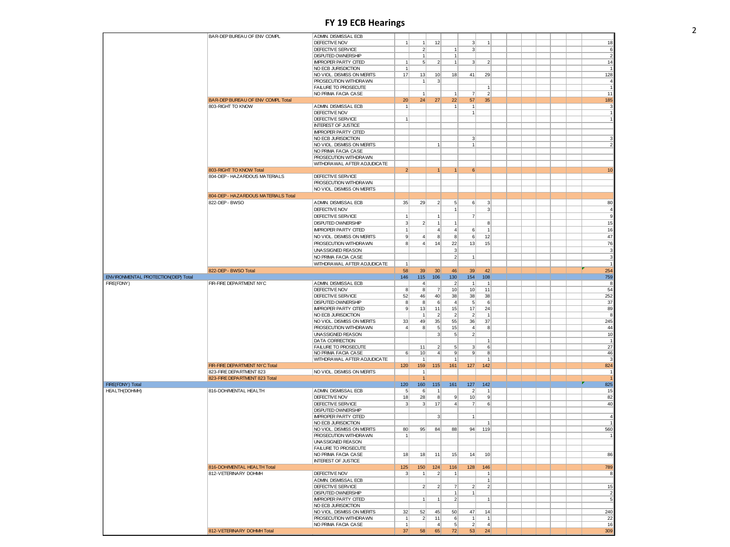# FY 19 ECB Hearings

| | | | | | | | | | | | | | | | Total |
|---|---|---|---|---|---|---|---|---|---|---|---|---|---|---|---|
| | BAR-DEP BUREAU OF ENV COMPL | ADMIN. DISMISSAL ECB | | | | | | | | | | | | | |
| | | DEFECTIVE NOV | 1 | 1 | 12 | | 3 | 1 | | | | | | | 18 |
| | | DEFECTIVE SERVICE | | 2 | | 1 | 3 | | | | | | | | 6 |
| | | DISPUTED OWNERSHIP | | 1 | | 1 | | | | | | | | | 2 |
| | | IMPROPER PARTY CITED | 1 | 5 | 2 | 1 | 3 | 2 | | | | | | | 14 |
| | | NO ECB JURISDICTION | 1 | | | | | | | | | | | | 1 |
| | | NO VIOL. DISMISS ON MERITS | 17 | 13 | 10 | 18 | 41 | 29 | | | | | | | 128 |
| | | PROSECUTION WITHDRAWN | | 1 | 3 | | | | | | | | | | 4 |
| | | FAILURE TO PROSECUTE | | | | | | 1 | | | | | | | 1 |
| | | NO PRIMA FACIA CASE | | 1 | | 1 | 7 | 2 | | | | | | | 11 |
| | BAR-DEP BUREAU OF ENV COMPL Total | | 20 | 24 | 27 | 22 | 57 | 35 | | | | | | | 185 |
| | 803-RIGHT TO KNOW | ADMIN. DISMISSAL ECB | 1 | | | 1 | 1 | | | | | | | | 3 |
| | | DEFECTIVE NOV | | | | | 1 | | | | | | | | 1 |
| | | DEFECTIVE SERVICE | 1 | | | | | | | | | | | | 1 |
| | | INTEREST OF JUSTICE | | | | | | | | | | | | | |
| | | IMPROPER PARTY CITED | | | | | | | | | | | | | |
| | | NO ECB JURISDICTION | | | | | 3 | | | | | | | | 3 |
| | | NO VIOL. DISMISS ON MERITS | | | 1 | | 1 | | | | | | | | 2 |
| | | NO PRIMA FACIA CASE | | | | | | | | | | | | | |
| | | PROSECUTION WITHDRAWN | | | | | | | | | | | | | |
| | | WITHDRAWAL AFTER ADJUDICATE | | | | | | | | | | | | | |
| | 803-RIGHT TO KNOW Total | | 2 | | 1 | 1 | 6 | | | | | | | | 10 |
| | 804-DEP - HAZARDOUS MATERIALS | DEFECTIVE SERVICE | | | | | | | | | | | | | |
| | | PROSECUTION WITHDRAWN | | | | | | | | | | | | | |
| | | NO VIOL. DISMISS ON MERITS | | | | | | | | | | | | | |
| | 804-DEP - HAZARDOUS MATERIALS Total | | | | | | | | | | | | | | |
| | 822-DEP - BWSO | ADMIN. DISMISSAL ECB | 35 | 29 | 2 | 5 | 6 | 3 | | | | | | | 80 |
| | | DEFECTIVE NOV | | | | 1 | | 3 | | | | | | | 4 |
| | | DEFECTIVE SERVICE | 1 | | 1 | | 7 | | | | | | | | 9 |
| | | DISPUTED OWNERSHIP | 3 | 2 | 1 | 1 | | 8 | | | | | | | 15 |
| | | IMPROPER PARTY CITED | 1 | | 4 | 4 | 6 | 1 | | | | | | | 16 |
| | | NO VIOL. DISMISS ON MERITS | 9 | 4 | 8 | 8 | 6 | 12 | | | | | | | 47 |
| | | PROSECUTION WITHDRAWN | 8 | 4 | 14 | 22 | 13 | 15 | | | | | | | 76 |
| | | UNASSIGNED REASON | | | | 3 | | | | | | | | | 3 |
| | | NO PRIMA FACIA CASE | | | | 2 | 1 | | | | | | | | 3 |
| | | WITHDRAWAL AFTER ADJUDICATE | 1 | | | | | | | | | | | | 1 |
| | 822-DEP - BWSO Total | | 58 | 39 | 30 | 46 | 39 | 42 | | | | | | | 254 |
| ENVIRONMENTAL PROTECTION(DEP) Total | | | 146 | 115 | 106 | 130 | 154 | 108 | | | | | | | 759 |
| FIRE(FDNY) | FIR-FIRE DEPARTMENT NYC | ADMIN. DISMISSAL ECB | | 4 | | 2 | 1 | 1 | | | | | | | 8 |
| | | DEFECTIVE NOV | 8 | 8 | 7 | 10 | 10 | 11 | | | | | | | 54 |
| | | DEFECTIVE SERVICE | 52 | 46 | 40 | 38 | 38 | 38 | | | | | | | 252 |
| | | DISPUTED OWNERSHIP | 8 | 8 | 6 | 4 | 5 | 6 | | | | | | | 37 |
| | | IMPROPER PARTY CITED | 9 | 13 | 11 | 15 | 17 | 24 | | | | | | | 89 |
| | | NO ECB JURISDICTION | | 1 | 2 | 2 | 2 | 1 | | | | | | | 8 |
| | | NO VIOL. DISMISS ON MERITS | 33 | 49 | 35 | 55 | 36 | 37 | | | | | | | 245 |
| | | PROSECUTION WITHDRAWN | 4 | 8 | 5 | 15 | 4 | 8 | | | | | | | 44 |
| | | UNASSIGNED REASON | | | 3 | 5 | 2 | | | | | | | | 10 |
| | | DATA CORRECTION | | | | | | 1 | | | | | | | 1 |
| | | FAILURE TO PROSECUTE | | 11 | 2 | 5 | 3 | 6 | | | | | | | 27 |
| | | NO PRIMA FACIA CASE | 6 | 10 | 4 | 9 | 9 | 8 | | | | | | | 46 |
| | | WITHDRAWAL AFTER ADJUDICATE | | 1 | | 1 | | 1 | | | | | | | 3 |
| | FIR-FIRE DEPARTMENT NYC Total | | 120 | 159 | 115 | 161 | 127 | 142 | | | | | | | 824 |
| | 823-FIRE DEPARTMENT 823 | NO VIOL. DISMISS ON MERITS | | 1 | | | | | | | | | | | 1 |
| | 823-FIRE DEPARTMENT 823 Total | | | 1 | | | | | | | | | | | 1 |
| FIRE(FDNY) Total | | | 120 | 160 | 115 | 161 | 127 | 142 | | | | | | | 825 |
| HEALTH(DOHMH) | 816-DOH/MENTAL HEALTH | ADMIN. DISMISSAL ECB | 5 | 6 | 1 | | 2 | 1 | | | | | | | 15 |
| | | DEFECTIVE NOV | 18 | 28 | 8 | 9 | 10 | 9 | | | | | | | 82 |
| | | DEFECTIVE SERVICE | 3 | 3 | 17 | 4 | 7 | 6 | | | | | | | 40 |
| | | DISPUTED OWNERSHIP | | | | | | | | | | | | | |
| | | IMPROPER PARTY CITED | | | 3 | | 1 | | | | | | | | 4 |
| | | NO ECB JURISDICTION | | | | | | 1 | | | | | | | 1 |
| | | NO VIOL. DISMISS ON MERITS | 80 | 95 | 84 | 88 | 94 | 119 | | | | | | | 560 |
| | | PROSECUTION WITHDRAWN | 1 | | | | | | | | | | | | 1 |
| | | UNASSIGNED REASON | | | | | | | | | | | | | |
| | | FAILURE TO PROSECUTE | | | | | | | | | | | | | |
| | | NO PRIMA FACIA CASE | 18 | 18 | 11 | 15 | 14 | 10 | | | | | | | 86 |
| | | INTEREST OF JUSTICE | | | | | | | | | | | | | |
| | 816-DOH/MENTAL HEALTH Total | | 125 | 150 | 124 | 116 | 128 | 146 | | | | | | | 789 |
| | 812-VETERINARY DOHMH | DEFECTIVE NOV | 3 | 1 | 2 | 1 | | 1 | | | | | | | 8 |
| | | ADMIN. DISMISSAL ECB | | | | | | 1 | | | | | | | |
| | | DEFECTIVE SERVICE | | 2 | 2 | 7 | 2 | 2 | | | | | | | 15 |
| | | DISPUTED OWNERSHIP | | | | 1 | 1 | | | | | | | | 2 |
| | | IMPROPER PARTY CITED | | 1 | 1 | 2 | | 1 | | | | | | | 5 |
| | | NO ECB JURISDICTION | | | | | | | | | | | | | |
| | | NO VIOL. DISMISS ON MERITS | 32 | 52 | 45 | 50 | 47 | 14 | | | | | | | 240 |
| | | PROSECUTION WITHDRAWN | 1 | 2 | 11 | 6 | 1 | 1 | | | | | | | 22 |
| | | NO PRIMA FACIA CASE | 1 | | 4 | 5 | 2 | 4 | | | | | | | 16 |
| | 812-VETERINARY DOHMH Total | | 37 | 58 | 65 | 72 | 53 | 24 | | | | | | | 309 |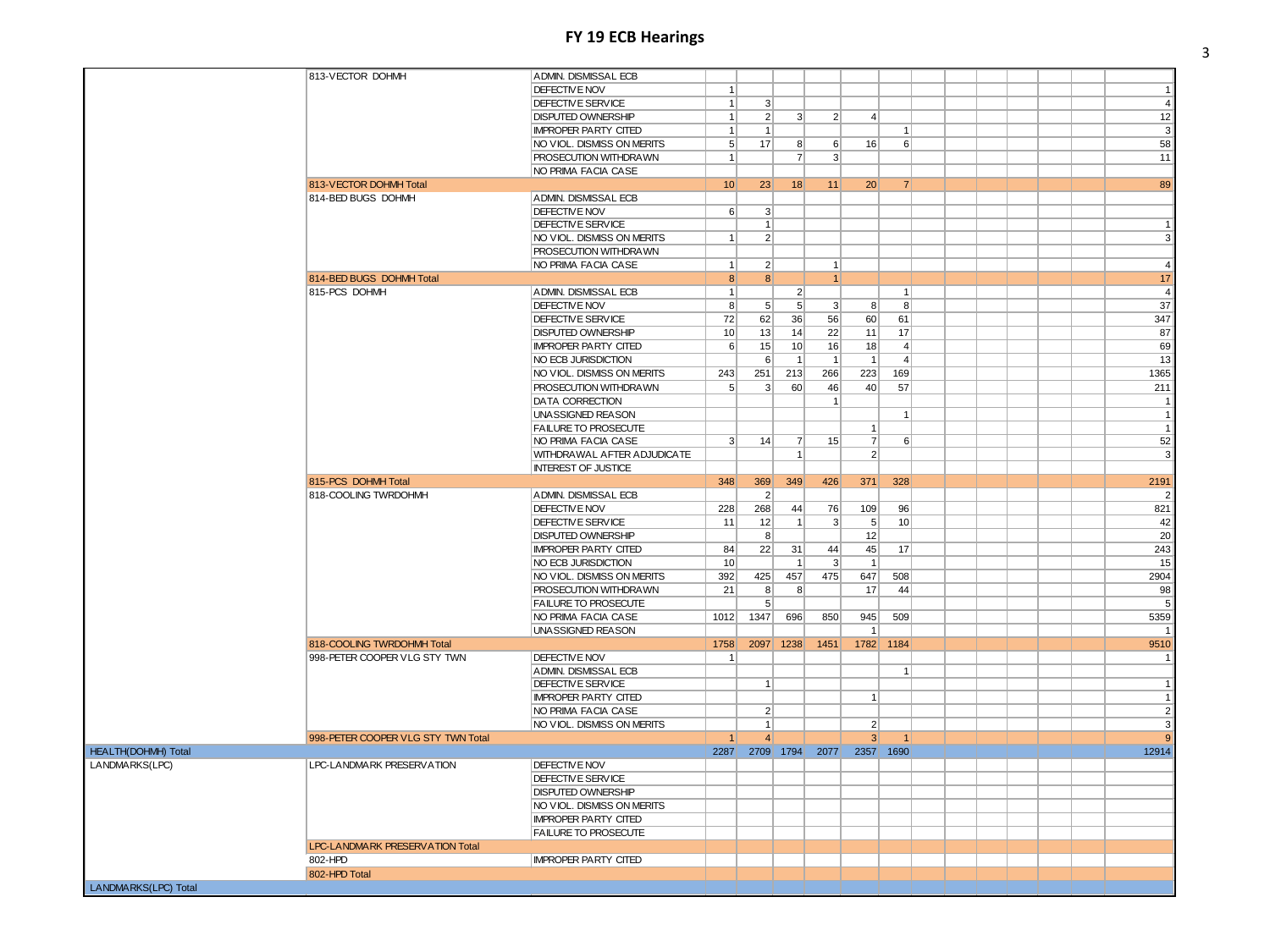# FY 19 ECB Hearings

| | | | | | | | | | | | | | | | |
|---|---|---|---|---|---|---|---|---|---|---|---|---|---|---|---|
| | 813-VECTOR DOHMH | ADMIN. DISMISSAL ECB | | | | | | | | | | | | | |
| | | DEFECTIVE NOV | 1 | | | | | | | | | | | | 1 |
| | | DEFECTIVE SERVICE | 1 | 3 | | | | | | | | | | | 4 |
| | | DISPUTED OWNERSHIP | 1 | 2 | 3 | 2 | 4 | | | | | | | | 12 |
| | | IMPROPER PARTY CITED | 1 | 1 | | | | 1 | | | | | | | 3 |
| | | NO VIOL. DISMISS ON MERITS | 5 | 17 | 8 | 6 | 16 | 6 | | | | | | | 58 |
| | | PROSECUTION WITHDRAWN | 1 | | 7 | 3 | | | | | | | | | 11 |
| | | NO PRIMA FACIA CASE | | | | | | | | | | | | | |
| | 813-VECTOR DOHMH Total | | 10 | 23 | 18 | 11 | 20 | 7 | | | | | | | 89 |
| | 814-BED BUGS DOHMH | ADMIN. DISMISSAL ECB | | | | | | | | | | | | | |
| | | DEFECTIVE NOV | 6 | 3 | | | | | | | | | | | |
| | | DEFECTIVE SERVICE | | 1 | | | | | | | | | | | 1 |
| | | NO VIOL. DISMISS ON MERITS | 1 | 2 | | | | | | | | | | | 3 |
| | | PROSECUTION WITHDRAWN | | | | | | | | | | | | | |
| | | NO PRIMA FACIA CASE | 1 | 2 | | 1 | | | | | | | | | 4 |
| | 814-BED BUGS DOHMH Total | | 8 | 8 | | 1 | | | | | | | | | 17 |
| | 815-PCS DOHMH | ADMIN. DISMISSAL ECB | 1 | | 2 | | | 1 | | | | | | | 4 |
| | | DEFECTIVE NOV | 8 | 5 | 5 | 3 | 8 | 8 | | | | | | | 37 |
| | | DEFECTIVE SERVICE | 72 | 62 | 36 | 56 | 60 | 61 | | | | | | | 347 |
| | | DISPUTED OWNERSHIP | 10 | 13 | 14 | 22 | 11 | 17 | | | | | | | 87 |
| | | IMPROPER PARTY CITED | 6 | 15 | 10 | 16 | 18 | 4 | | | | | | | 69 |
| | | NO ECB JURISDICTION | | 6 | 1 | 1 | 1 | 4 | | | | | | | 13 |
| | | NO VIOL. DISMISS ON MERITS | 243 | 251 | 213 | 266 | 223 | 169 | | | | | | | 1365 |
| | | PROSECUTION WITHDRAWN | 5 | 3 | 60 | 46 | 40 | 57 | | | | | | | 211 |
| | | DATA CORRECTION | | | | 1 | | | | | | | | | 1 |
| | | UNASSIGNED REASON | | | | | | 1 | | | | | | | 1 |
| | | FAILURE TO PROSECUTE | | | | | 1 | | | | | | | | 1 |
| | | NO PRIMA FACIA CASE | 3 | 14 | 7 | 15 | 7 | 6 | | | | | | | 52 |
| | | WITHDRAWAL AFTER ADJUDICATE | | | 1 | | 2 | | | | | | | | 3 |
| | | INTEREST OF JUSTICE | | | | | | | | | | | | | |
| | 815-PCS DOHMH Total | | 348 | 369 | 349 | 426 | 371 | 328 | | | | | | | 2191 |
| | 818-COOLING TWRDOHMH | ADMIN. DISMISSAL ECB | | 2 | | | | | | | | | | | 2 |
| | | DEFECTIVE NOV | 228 | 268 | 44 | 76 | 109 | 96 | | | | | | | 821 |
| | | DEFECTIVE SERVICE | 11 | 12 | 1 | 3 | 5 | 10 | | | | | | | 42 |
| | | DISPUTED OWNERSHIP | | 8 | | | 12 | | | | | | | | 20 |
| | | IMPROPER PARTY CITED | 84 | 22 | 31 | 44 | 45 | 17 | | | | | | | 243 |
| | | NO ECB JURISDICTION | 10 | | 1 | 3 | 1 | | | | | | | | 15 |
| | | NO VIOL. DISMISS ON MERITS | 392 | 425 | 457 | 475 | 647 | 508 | | | | | | | 2904 |
| | | PROSECUTION WITHDRAWN | 21 | 8 | 8 | | 17 | 44 | | | | | | | 98 |
| | | FAILURE TO PROSECUTE | | 5 | | | | | | | | | | | 5 |
| | | NO PRIMA FACIA CASE | 1012 | 1347 | 696 | 850 | 945 | 509 | | | | | | | 5359 |
| | | UNASSIGNED REASON | | | | | 1 | | | | | | | | 1 |
| | 818-COOLING TWRDOHMH Total | | 1758 | 2097 | 1238 | 1451 | 1782 | 1184 | | | | | | | 9510 |
| | 998-PETER COOPER VLG STY TWN | DEFECTIVE NOV | 1 | | | | | | | | | | | | 1 |
| | | ADMIN. DISMISSAL ECB | | | | | | 1 | | | | | | | |
| | | DEFECTIVE SERVICE | | 1 | | | | | | | | | | | 1 |
| | | IMPROPER PARTY CITED | | | | | 1 | | | | | | | | 1 |
| | | NO PRIMA FACIA CASE | | 2 | | | | | | | | | | | 2 |
| | | NO VIOL. DISMISS ON MERITS | | 1 | | | 2 | | | | | | | | 3 |
| | 998-PETER COOPER VLG STY TWN Total | | 1 | 4 | | | 3 | 1 | | | | | | | 9 |
| HEALTH(DOHMH) Total | | | 2287 | 2709 | 1794 | 2077 | 2357 | 1690 | | | | | | | 12914 |
| LANDMARKS(LPC) | LPC-LANDMARK PRESERVATION | DEFECTIVE NOV | | | | | | | | | | | | | |
| | | DEFECTIVE SERVICE | | | | | | | | | | | | | |
| | | DISPUTED OWNERSHIP | | | | | | | | | | | | | |
| | | NO VIOL. DISMISS ON MERITS | | | | | | | | | | | | | |
| | | IMPROPER PARTY CITED | | | | | | | | | | | | | |
| | | FAILURE TO PROSECUTE | | | | | | | | | | | | | |
| | LPC-LANDMARK PRESERVATION Total | | | | | | | | | | | | | | |
| | 802-HPD | IMPROPER PARTY CITED | | | | | | | | | | | | | |
| | 802-HPD Total | | | | | | | | | | | | | | |
| LANDMARKS(LPC) Total | | | | | | | | | | | | | | | |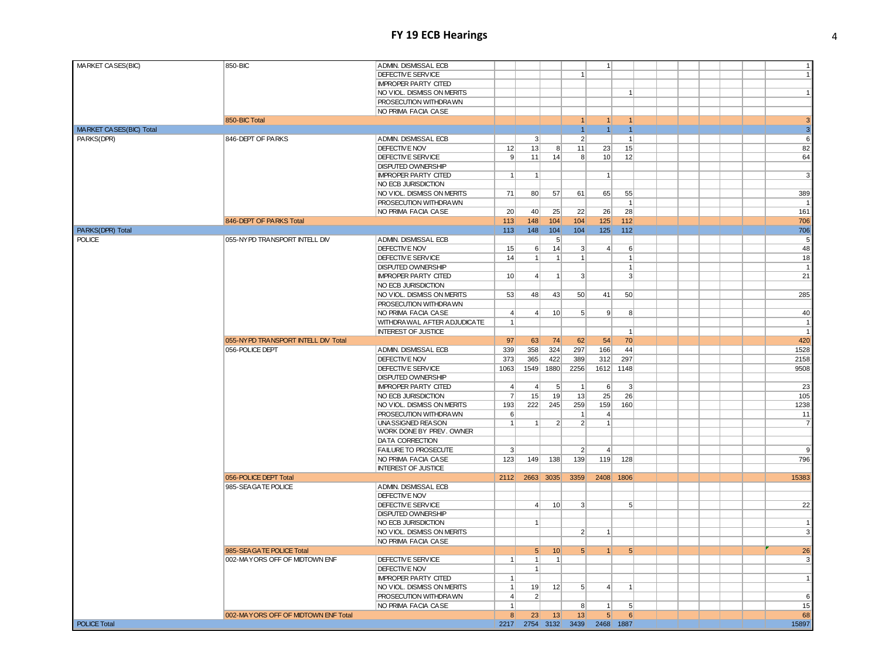# FY 19 ECB Hearings

| | | | | | | | | | | | | | | |
|---|---|---|---|---|---|---|---|---|---|---|---|---|---|---|
| MARKET CASES(BIC) | 850-BIC | ADMIN. DISMISSAL ECB | | | | | 1 | | | | | | | 1 |
| | | DEFECTIVE SERVICE | | | | 1 | | | | | | | | 1 |
| | | IMPROPER PARTY CITED | | | | | | | | | | | | |
| | | NO VIOL. DISMISS ON MERITS | | | | | | 1 | | | | | | 1 |
| | | PROSECUTION WITHDRAWN | | | | | | | | | | | | |
| | | NO PRIMA FACIA CASE | | | | | | | | | | | | |
| | 850-BIC Total | | | | | 1 | 1 | 1 | | | | | | 3 |
| MARKET CASES(BIC) Total | | | | | | 1 | 1 | 1 | | | | | | 3 |
| PARKS(DPR) | 846-DEPT OF PARKS | ADMIN. DISMISSAL ECB | | 3 | | 2 | | 1 | | | | | | 6 |
| | | DEFECTIVE NOV | 12 | 13 | 8 | 11 | 23 | 15 | | | | | | 82 |
| | | DEFECTIVE SERVICE | 9 | 11 | 14 | 8 | 10 | 12 | | | | | | 64 |
| | | DISPUTED OWNERSHIP | | | | | | | | | | | | |
| | | IMPROPER PARTY CITED | 1 | 1 | | | 1 | | | | | | | 3 |
| | | NO ECB JURISDICTION | | | | | | | | | | | | |
| | | NO VIOL. DISMISS ON MERITS | 71 | 80 | 57 | 61 | 65 | 55 | | | | | | 389 |
| | | PROSECUTION WITHDRAWN | | | | | | 1 | | | | | | 1 |
| | | NO PRIMA FACIA CASE | 20 | 40 | 25 | 22 | 26 | 28 | | | | | | 161 |
| | 846-DEPT OF PARKS Total | | 113 | 148 | 104 | 104 | 125 | 112 | | | | | | 706 |
| PARKS(DPR) Total | | | 113 | 148 | 104 | 104 | 125 | 112 | | | | | | 706 |
| POLICE | 055-NYPD TRANSPORT INTELL DIV | ADMIN. DISMISSAL ECB | | | 5 | | | | | | | | | 5 |
| | | DEFECTIVE NOV | 15 | 6 | 14 | 3 | 4 | 6 | | | | | | 48 |
| | | DEFECTIVE SERVICE | 14 | 1 | 1 | 1 | | 1 | | | | | | 18 |
| | | DISPUTED OWNERSHIP | | | | | | 1 | | | | | | 1 |
| | | IMPROPER PARTY CITED | 10 | 4 | 1 | 3 | | 3 | | | | | | 21 |
| | | NO ECB JURISDICTION | | | | | | | | | | | | |
| | | NO VIOL. DISMISS ON MERITS | 53 | 48 | 43 | 50 | 41 | 50 | | | | | | 285 |
| | | PROSECUTION WITHDRAWN | | | | | | | | | | | | |
| | | NO PRIMA FACIA CASE | 4 | 4 | 10 | 5 | 9 | 8 | | | | | | 40 |
| | | WITHDRAWAL AFTER ADJUDICATE | 1 | | | | | | | | | | | 1 |
| | | INTEREST OF JUSTICE | | | | | | 1 | | | | | | 1 |
| | 055-NYPD TRANSPORT INTELL DIV Total | | 97 | 63 | 74 | 62 | 54 | 70 | | | | | | 420 |
| | 056-POLICE DEPT | ADMIN. DISMISSAL ECB | 339 | 358 | 324 | 297 | 166 | 44 | | | | | | 1528 |
| | | DEFECTIVE NOV | 373 | 365 | 422 | 389 | 312 | 297 | | | | | | 2158 |
| | | DEFECTIVE SERVICE | 1063 | 1549 | 1880 | 2256 | 1612 | 1148 | | | | | | 9508 |
| | | DISPUTED OWNERSHIP | | | | | | | | | | | | |
| | | IMPROPER PARTY CITED | 4 | 4 | 5 | 1 | 6 | 3 | | | | | | 23 |
| | | NO ECB JURISDICTION | 7 | 15 | 19 | 13 | 25 | 26 | | | | | | 105 |
| | | NO VIOL. DISMISS ON MERITS | 193 | 222 | 245 | 259 | 159 | 160 | | | | | | 1238 |
| | | PROSECUTION WITHDRAWN | 6 | | | 1 | 4 | | | | | | | 11 |
| | | UNASSIGNED REASON | 1 | 1 | 2 | 2 | 1 | | | | | | | 7 |
| | | WORK DONE BY PREV. OWNER | | | | | | | | | | | | |
| | | DATA CORRECTION | | | | | | | | | | | | |
| | | FAILURE TO PROSECUTE | 3 | | | 2 | 4 | | | | | | | 9 |
| | | NO PRIMA FACIA CASE | 123 | 149 | 138 | 139 | 119 | 128 | | | | | | 796 |
| | | INTEREST OF JUSTICE | | | | | | | | | | | | |
| | 056-POLICE DEPT Total | | 2112 | 2663 | 3035 | 3359 | 2408 | 1806 | | | | | | 15383 |
| | 985-SEAGATE POLICE | ADMIN. DISMISSAL ECB | | | | | | | | | | | | |
| | | DEFECTIVE NOV | | | | | | | | | | | | |
| | | DEFECTIVE SERVICE | | 4 | 10 | 3 | | 5 | | | | | | 22 |
| | | DISPUTED OWNERSHIP | | | | | | | | | | | | |
| | | NO ECB JURISDICTION | | 1 | | | | | | | | | | 1 |
| | | NO VIOL. DISMISS ON MERITS | | | | 2 | 1 | | | | | | | 3 |
| | | NO PRIMA FACIA CASE | | | | | | | | | | | | |
| | 985-SEAGATE POLICE Total | | | 5 | 10 | 5 | 1 | 5 | | | | | | 26 |
| | 002-MAYORS OFF OF MIDTOWN ENF | DEFECTIVE SERVICE | 1 | 1 | 1 | | | | | | | | | 3 |
| | | DEFECTIVE NOV | | 1 | | | | | | | | | | |
| | | IMPROPER PARTY CITED | 1 | | | | | | | | | | | 1 |
| | | NO VIOL. DISMISS ON MERITS | 1 | 19 | 12 | 5 | 4 | 1 | | | | | | |
| | | PROSECUTION WITHDRAWN | 4 | 2 | | | | | | | | | | 6 |
| | | NO PRIMA FACIA CASE | 1 | | | 8 | 1 | 5 | | | | | | 15 |
| | 002-MAYORS OFF OF MIDTOWN ENF Total | | 8 | 23 | 13 | 13 | 5 | 6 | | | | | | 68 |
| POLICE Total | | | 2217 | 2754 | 3132 | 3439 | 2468 | 1887 | | | | | | 15897 |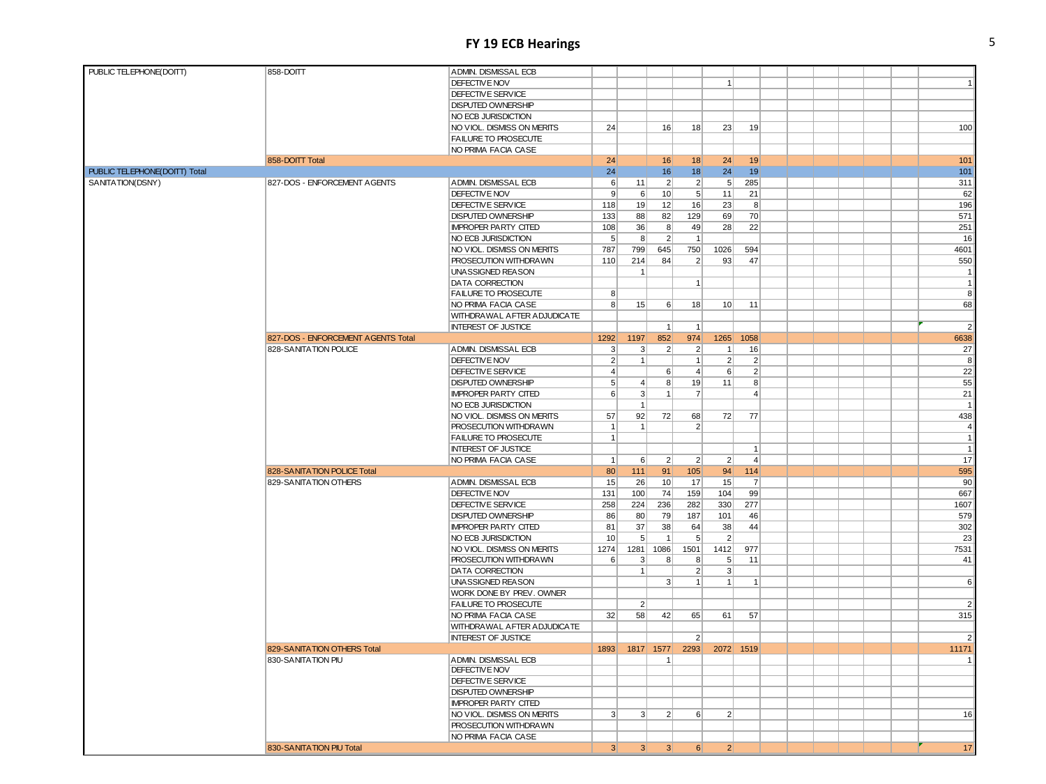# FY 19 ECB Hearings

| | | | | | | | | | | | | | | | |
|---|---|---|---|---|---|---|---|---|---|---|---|---|---|---|---|
| PUBLIC TELEPHONE(DOITT) | 858-DOITT | ADMIN. DISMISSAL ECB | | | | | | | | | | | | | |
| | | DEFECTIVE NOV | | | | | 1 | | | | | | | | 1 |
| | | DEFECTIVE SERVICE | | | | | | | | | | | | | |
| | | DISPUTED OWNERSHIP | | | | | | | | | | | | | |
| | | NO ECB JURISDICTION | | | | | | | | | | | | | |
| | | NO VIOL. DISMISS ON MERITS | 24 | | 16 | 18 | 23 | 19 | | | | | | | 100 |
| | | FAILURE TO PROSECUTE | | | | | | | | | | | | | |
| | | NO PRIMA FACIA CASE | | | | | | | | | | | | | |
| | 858-DOITT Total | | 24 | | 16 | 18 | 24 | 19 | | | | | | | 101 |
| PUBLIC TELEPHONE(DOITT) Total | | | 24 | | 16 | 18 | 24 | 19 | | | | | | | 101 |
| SANITATION(DSNY) | 827-DOS - ENFORCEMENT AGENTS | ADMIN. DISMISSAL ECB | 6 | 11 | 2 | 2 | 5 | 285 | | | | | | | 311 |
| | | DEFECTIVE NOV | 9 | 6 | 10 | 5 | 11 | 21 | | | | | | | 62 |
| | | DEFECTIVE SERVICE | 118 | 19 | 12 | 16 | 23 | 8 | | | | | | | 196 |
| | | DISPUTED OWNERSHIP | 133 | 88 | 82 | 129 | 69 | 70 | | | | | | | 571 |
| | | IMPROPER PARTY CITED | 108 | 36 | 8 | 49 | 28 | 22 | | | | | | | 251 |
| | | NO ECB JURISDICTION | 5 | 8 | 2 | 1 | | | | | | | | | 16 |
| | | NO VIOL. DISMISS ON MERITS | 787 | 799 | 645 | 750 | 1026 | 594 | | | | | | | 4601 |
| | | PROSECUTION WITHDRAWN | 110 | 214 | 84 | 2 | 93 | 47 | | | | | | | 550 |
| | | UNASSIGNED REASON | | 1 | | | | | | | | | | | 1 |
| | | DATA CORRECTION | | | | 1 | | | | | | | | | 1 |
| | | FAILURE TO PROSECUTE | 8 | | | | | | | | | | | | 8 |
| | | NO PRIMA FACIA CASE | 8 | 15 | 6 | 18 | 10 | 11 | | | | | | | 68 |
| | | WITHDRAWAL AFTER ADJUDICATE | | | | | | | | | | | | | |
| | | INTEREST OF JUSTICE | | | 1 | 1 | | | | | | | | | 2 |
| | 827-DOS - ENFORCEMENT AGENTS Total | | 1292 | 1197 | 852 | 974 | 1265 | 1058 | | | | | | | 6638 |
| | 828-SANITATION POLICE | ADMIN. DISMISSAL ECB | 3 | 3 | 2 | 2 | 1 | 16 | | | | | | | 27 |
| | | DEFECTIVE NOV | 2 | 1 | | 1 | 2 | 2 | | | | | | | 8 |
| | | DEFECTIVE SERVICE | 4 | | 6 | 4 | 6 | 2 | | | | | | | 22 |
| | | DISPUTED OWNERSHIP | 5 | 4 | 8 | 19 | 11 | 8 | | | | | | | 55 |
| | | IMPROPER PARTY CITED | 6 | 3 | 1 | 7 | | 4 | | | | | | | 21 |
| | | NO ECB JURISDICTION | | 1 | | | | | | | | | | | 1 |
| | | NO VIOL. DISMISS ON MERITS | 57 | 92 | 72 | 68 | 72 | 77 | | | | | | | 438 |
| | | PROSECUTION WITHDRAWN | 1 | 1 | | 2 | | | | | | | | | 4 |
| | | FAILURE TO PROSECUTE | 1 | | | | | | | | | | | | 1 |
| | | INTEREST OF JUSTICE | | | | | | 1 | | | | | | | 1 |
| | | NO PRIMA FACIA CASE | 1 | 6 | 2 | 2 | 2 | 4 | | | | | | | 17 |
| | 828-SANITATION POLICE Total | | 80 | 111 | 91 | 105 | 94 | 114 | | | | | | | 595 |
| | 829-SANITATION OTHERS | ADMIN. DISMISSAL ECB | 15 | 26 | 10 | 17 | 15 | 7 | | | | | | | 90 |
| | | DEFECTIVE NOV | 131 | 100 | 74 | 159 | 104 | 99 | | | | | | | 667 |
| | | DEFECTIVE SERVICE | 258 | 224 | 236 | 282 | 330 | 277 | | | | | | | 1607 |
| | | DISPUTED OWNERSHIP | 86 | 80 | 79 | 187 | 101 | 46 | | | | | | | 579 |
| | | IMPROPER PARTY CITED | 81 | 37 | 38 | 64 | 38 | 44 | | | | | | | 302 |
| | | NO ECB JURISDICTION | 10 | 5 | 1 | 5 | 2 | | | | | | | | 23 |
| | | NO VIOL. DISMISS ON MERITS | 1274 | 1281 | 1086 | 1501 | 1412 | 977 | | | | | | | 7531 |
| | | PROSECUTION WITHDRAWN | 6 | 3 | 8 | 8 | 5 | 11 | | | | | | | 41 |
| | | DATA CORRECTION | | 1 | | 2 | 3 | | | | | | | | |
| | | UNASSIGNED REASON | | | 3 | 1 | 1 | 1 | | | | | | | 6 |
| | | WORK DONE BY PREV. OWNER | | | | | | | | | | | | | |
| | | FAILURE TO PROSECUTE | | 2 | | | | | | | | | | | 2 |
| | | NO PRIMA FACIA CASE | 32 | 58 | 42 | 65 | 61 | 57 | | | | | | | 315 |
| | | WITHDRAWAL AFTER ADJUDICATE | | | | | | | | | | | | | |
| | | INTEREST OF JUSTICE | | | | 2 | | | | | | | | | 2 |
| | 829-SANITATION OTHERS Total | | 1893 | 1817 | 1577 | 2293 | 2072 | 1519 | | | | | | | 11171 |
| | 830-SANITATION PIU | ADMIN. DISMISSAL ECB | | | 1 | | | | | | | | | | 1 |
| | | DEFECTIVE NOV | | | | | | | | | | | | | |
| | | DEFECTIVE SERVICE | | | | | | | | | | | | | |
| | | DISPUTED OWNERSHIP | | | | | | | | | | | | | |
| | | IMPROPER PARTY CITED | | | | | | | | | | | | | |
| | | NO VIOL. DISMISS ON MERITS | 3 | 3 | 2 | 6 | 2 | | | | | | | | 16 |
| | | PROSECUTION WITHDRAWN | | | | | | | | | | | | | |
| | | NO PRIMA FACIA CASE | | | | | | | | | | | | | |
| | 830-SANITATION PIU Total | | 3 | 3 | 3 | 6 | 2 | | | | | | | | 17 |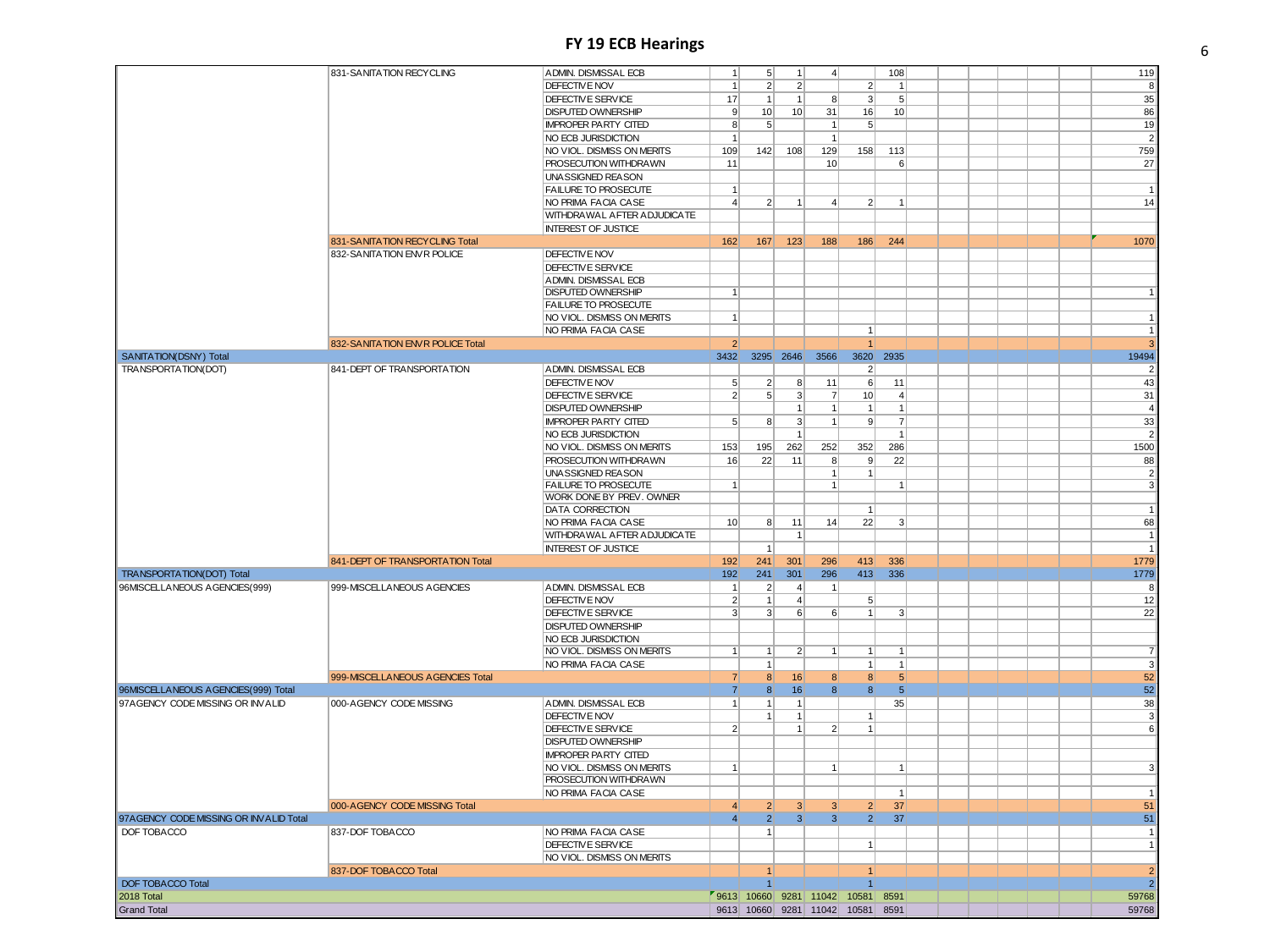# FY 19 ECB Hearings

| | | | | | | | | | | | | | | | |
|---|---|---|---|---|---|---|---|---|---|---|---|---|---|---|---|
| | 831-SANITATION RECYCLING | ADMIN. DISMISSAL ECB | 1 | 5 | 1 | 4 | | 108 | | | | | | | 119 |
| | | DEFECTIVE NOV | 1 | 2 | 2 | | 2 | 1 | | | | | | | 8 |
| | | DEFECTIVE SERVICE | 17 | 1 | 1 | 8 | 3 | 5 | | | | | | | 35 |
| | | DISPUTED OWNERSHIP | 9 | 10 | 10 | 31 | 16 | 10 | | | | | | | 86 |
| | | IMPROPER PARTY CITED | 8 | 5 | | 1 | 5 | | | | | | | | 19 |
| | | NO ECB JURISDICTION | 1 | | | 1 | | | | | | | | | 2 |
| | | NO VIOL. DISMISS ON MERITS | 109 | 142 | 108 | 129 | 158 | 113 | | | | | | | 759 |
| | | PROSECUTION WITHDRAWN | 11 | | | 10 | | 6 | | | | | | | 27 |
| | | UNASSIGNED REASON | | | | | | | | | | | | | |
| | | FAILURE TO PROSECUTE | 1 | | | | | | | | | | | | 1 |
| | | NO PRIMA FACIA CASE | 4 | 2 | 1 | 4 | 2 | 1 | | | | | | | 14 |
| | | WITHDRAWAL AFTER ADJUDICATE | | | | | | | | | | | | | |
| | | INTEREST OF JUSTICE | | | | | | | | | | | | | |
| | 831-SANITATION RECYCLING Total | | 162 | 167 | 123 | 188 | 186 | 244 | | | | | | | 1070 |
| | 832-SANITATION ENVR POLICE | DEFECTIVE NOV | | | | | | | | | | | | | |
| | | DEFECTIVE SERVICE | | | | | | | | | | | | | |
| | | ADMIN. DISMISSAL ECB | | | | | | | | | | | | | |
| | | DISPUTED OWNERSHIP | 1 | | | | | | | | | | | | 1 |
| | | FAILURE TO PROSECUTE | | | | | | | | | | | | | |
| | | NO VIOL. DISMISS ON MERITS | 1 | | | | | | | | | | | | 1 |
| | | NO PRIMA FACIA CASE | | | | | 1 | | | | | | | | 1 |
| | 832-SANITATION ENVR POLICE Total | | 2 | | | | 1 | | | | | | | | 3 |
| SANITATION(DSNY) Total | | | 3432 | 3295 | 2646 | 3566 | 3620 | 2935 | | | | | | | 19494 |
| TRANSPORTATION(DOT) | 841-DEPT OF TRANSPORTATION | ADMIN. DISMISSAL ECB | | | | | 2 | | | | | | | | 2 |
| | | DEFECTIVE NOV | 5 | 2 | 8 | 11 | 6 | 11 | | | | | | | 43 |
| | | DEFECTIVE SERVICE | 2 | 5 | 3 | 7 | 10 | 4 | | | | | | | 31 |
| | | DISPUTED OWNERSHIP | | | 1 | 1 | 1 | 1 | | | | | | | 4 |
| | | IMPROPER PARTY CITED | 5 | 8 | 3 | 1 | 9 | 7 | | | | | | | 33 |
| | | NO ECB JURISDICTION | | | 1 | | | 1 | | | | | | | 2 |
| | | NO VIOL. DISMISS ON MERITS | 153 | 195 | 262 | 252 | 352 | 286 | | | | | | | 1500 |
| | | PROSECUTION WITHDRAWN | 16 | 22 | 11 | 8 | 9 | 22 | | | | | | | 88 |
| | | UNASSIGNED REASON | | | | 1 | 1 | | | | | | | | 2 |
| | | FAILURE TO PROSECUTE | 1 | | | 1 | | 1 | | | | | | | 3 |
| | | WORK DONE BY PREV. OWNER | | | | | | | | | | | | | |
| | | DATA CORRECTION | | | | | 1 | | | | | | | | 1 |
| | | NO PRIMA FACIA CASE | 10 | 8 | 11 | 14 | 22 | 3 | | | | | | | 68 |
| | | WITHDRAWAL AFTER ADJUDICATE | | | 1 | | | | | | | | | | 1 |
| | | INTEREST OF JUSTICE | | 1 | | | | | | | | | | | 1 |
| | 841-DEPT OF TRANSPORTATION Total | | 192 | 241 | 301 | 296 | 413 | 336 | | | | | | | 1779 |
| TRANSPORTATION(DOT) Total | | | 192 | 241 | 301 | 296 | 413 | 336 | | | | | | | 1779 |
| 96MISCELLANEOUS AGENCIES(999) | 999-MISCELLANEOUS AGENCIES | ADMIN. DISMISSAL ECB | 1 | 2 | 4 | 1 | | | | | | | | | 8 |
| | | DEFECTIVE NOV | 2 | 1 | 4 | | 5 | | | | | | | | 12 |
| | | DEFECTIVE SERVICE | 3 | 3 | 6 | 6 | 1 | 3 | | | | | | | 22 |
| | | DISPUTED OWNERSHIP | | | | | | | | | | | | | |
| | | NO ECB JURISDICTION | | | | | | | | | | | | | |
| | | NO VIOL. DISMISS ON MERITS | 1 | 1 | 2 | 1 | 1 | 1 | | | | | | | 7 |
| | | NO PRIMA FACIA CASE | | 1 | | | 1 | 1 | | | | | | | 3 |
| | 999-MISCELLANEOUS AGENCIES Total | | 7 | 8 | 16 | 8 | 8 | 5 | | | | | | | 52 |
| 96MISCELLANEOUS AGENCIES(999) Total | | | 7 | 8 | 16 | 8 | 8 | 5 | | | | | | | 52 |
| 97AGENCY CODE MISSING OR INVALID | 000-AGENCY CODE MISSING | ADMIN. DISMISSAL ECB | 1 | 1 | 1 | | | 35 | | | | | | | 38 |
| | | DEFECTIVE NOV | | 1 | 1 | | 1 | | | | | | | | 3 |
| | | DEFECTIVE SERVICE | 2 | | 1 | 2 | 1 | | | | | | | | 6 |
| | | DISPUTED OWNERSHIP | | | | | | | | | | | | | |
| | | IMPROPER PARTY CITED | | | | | | | | | | | | | |
| | | NO VIOL. DISMISS ON MERITS | 1 | | | 1 | | 1 | | | | | | | 3 |
| | | PROSECUTION WITHDRAWN | | | | | | | | | | | | | |
| | | NO PRIMA FACIA CASE | | | | | | 1 | | | | | | | 1 |
| | 000-AGENCY CODE MISSING Total | | 4 | 2 | 3 | 3 | 2 | 37 | | | | | | | 51 |
| 97AGENCY CODE MISSING OR INVALID Total | | | 4 | 2 | 3 | 3 | 2 | 37 | | | | | | | 51 |
| DOF TOBACCO | 837-DOF TOBACCO | NO PRIMA FACIA CASE | | 1 | | | | | | | | | | | 1 |
| | | DEFECTIVE SERVICE | | | | | 1 | | | | | | | | 1 |
| | | NO VIOL. DISMISS ON MERITS | | | | | | | | | | | | | |
| | 837-DOF TOBACCO Total | | | 1 | | | 1 | | | | | | | | 2 |
| DOF TOBACCO Total | | | | 1 | | | 1 | | | | | | | | 2 |
| 2018 Total | | | 9613 | 10660 | 9281 | 11042 | 10581 | 8591 | | | | | | | 59768 |
| Grand Total | | | 9613 | 10660 | 9281 | 11042 | 10581 | 8591 | | | | | | | 59768 |